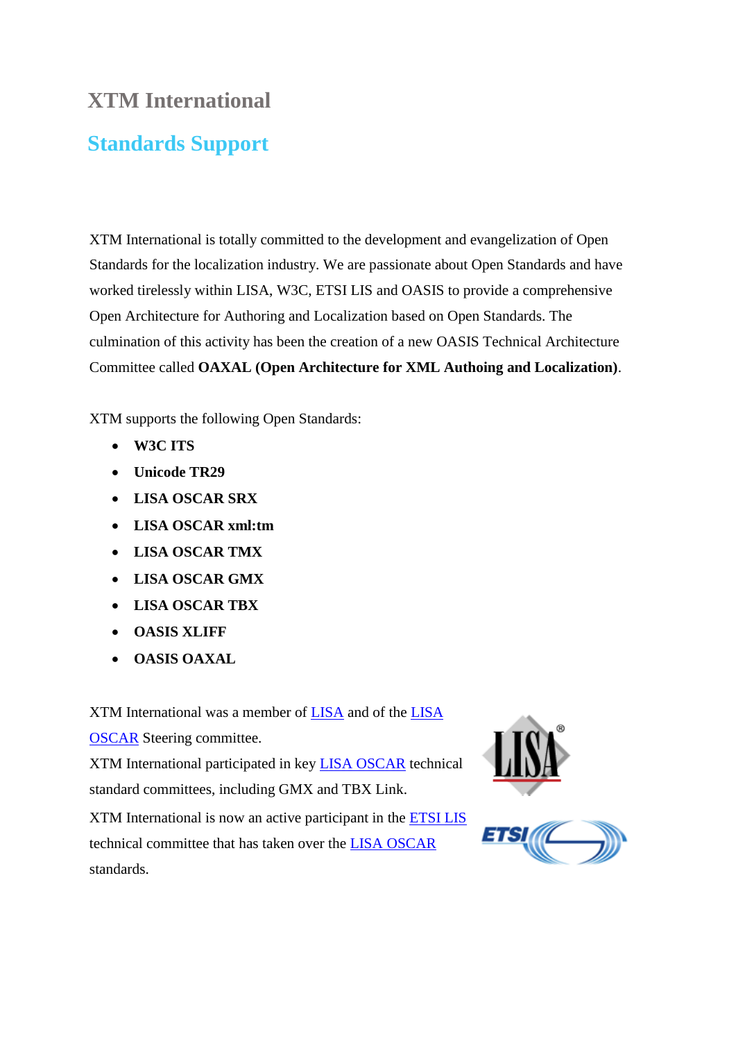# XTM International

## Standards Support

XTM International is totally committed to the development and evangelization of Open Standards for the localization industry. We are passionate about Open Standards and have worked tirelessly within LISA, W3C, ETSI LIS and OASIS to provide a comprehensive Open Architecture for Authoring and Localization based on Open Standards. The culmination of this activity has been the creation of a new OASIS Technical Architecture Committee called **OAXAL (Open Architecture for XML Authoing and Localization)**.

XTM supports the following Open Standards:

- **W3C ITS**
- **Unicode TR29**
- **LISA OSCAR SRX**
- **LISA OSCAR xml:tm**
- **LISA OSCAR TMX**
- **LISA OSCAR GMX**
- **LISA OSCAR TBX**
- **OASIS XLIFF**
- **OASIS OAXAL**

XTM International was a member of LISA and of the LISA OSCAR Steering committee.

XTM International participated in key LISA OSCAR technical standard committees, including GMX and TBX Link.

XTM International is now an active participant in the ETSI LIS technical committee that has taken over the LISA OSCAR standards.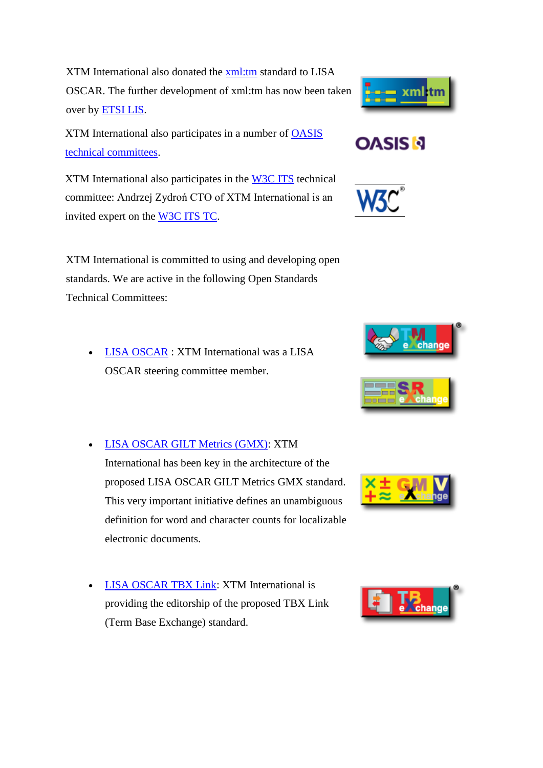XTM International also donated the xml:tm standard to LISA OSCAR. The further development of xml:tm has now been taken over by ETSI LIS.

XTM International also participates in a number of OASIS technical committees.

XTM International also participates in the W3C ITS technical committee: Andrzej Zydroń CTO of XTM International is an invited expert on the W3C ITS TC.

XTM International is committed to using and developing open standards. We are active in the following Open Standards Technical Committees:

- LISA OSCAR : XTM International was a LISA OSCAR steering committee member.

- LISA OSCAR GILT Metrics (GMX): XTM International has been key in the architecture of the proposed LISA OSCAR GILT Metrics GMX standard. This very important initiative defines an unambiguous definition for word and character counts for localizable electronic documents.

- LISA OSCAR TBX Link: XTM International is providing the editorship of the proposed TBX Link (Term Base Exchange) standard.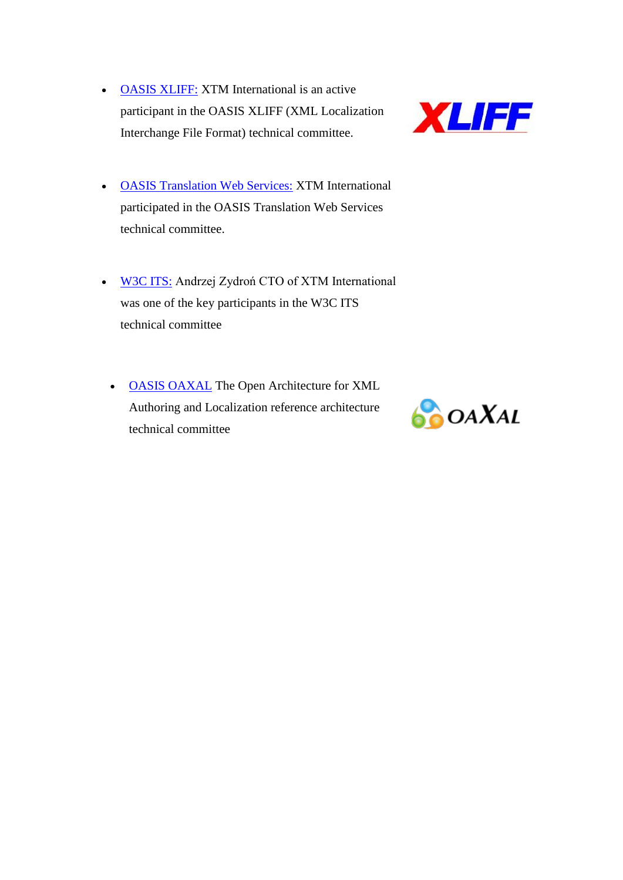- OASIS XLIFF: XTM International is an active participant in the OASIS XLIFF (XML Localization Interchange File Format) technical committee.

- OASIS Translation Web Services: XTM International participated in the OASIS Translation Web Services technical committee.

- W3C ITS: Andrzej Zydroń CTO of XTM International was one of the key participants in the W3C ITS technical committee

- OASIS OAXAL The Open Architecture for XML Authoring and Localization reference architecture technical committee